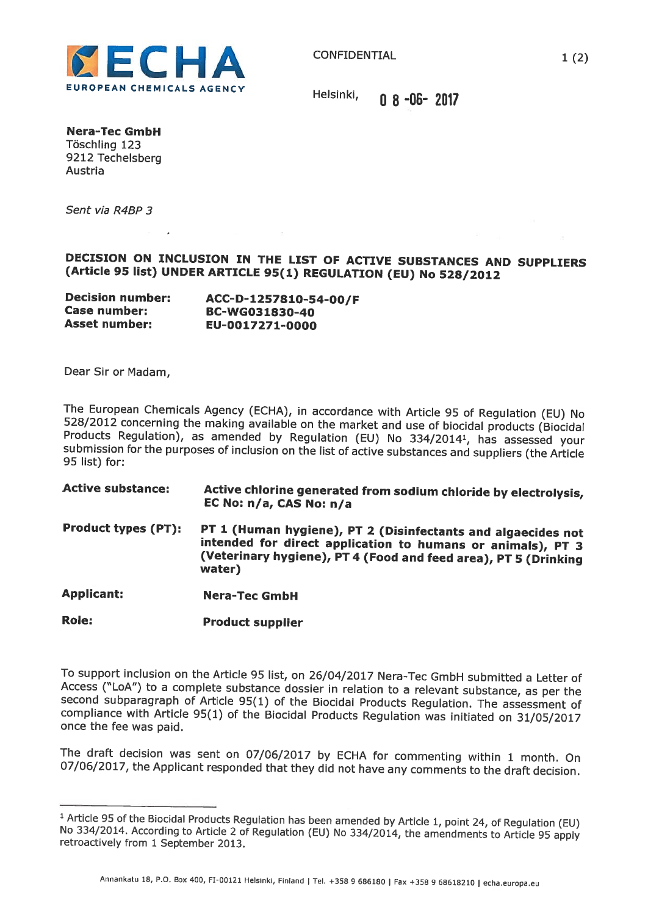ECHA
EUROPEAN CHEMICALS AGENCY

CONFIDENTIAL

Helsinki, 08-06-2017

**Nera-Tec GmbH**
Töschling 123
9212 Techelsberg
Austria

*Sent via R4BP 3*

**DECISION ON INCLUSION IN THE LIST OF ACTIVE SUBSTANCES AND SUPPLIERS (Article 95 list) UNDER ARTICLE 95(1) REGULATION (EU) No 528/2012**

| | |
|---|---|
| **Decision number:** | **ACC-D-1257810-54-00/F** |
| **Case number:** | **BC-WG031830-40** |
| **Asset number:** | **EU-0017271-0000** |

Dear Sir or Madam,

The European Chemicals Agency (ECHA), in accordance with Article 95 of Regulation (EU) No 528/2012 concerning the making available on the market and use of biocidal products (Biocidal Products Regulation), as amended by Regulation (EU) No 334/2014[1], has assessed your submission for the purposes of inclusion on the list of active substances and suppliers (the Article 95 list) for:

| | |
|---|---|
| **Active substance:** | **Active chlorine generated from sodium chloride by electrolysis, EC No: n/a, CAS No: n/a** |
| **Product types (PT):** | **PT 1 (Human hygiene), PT 2 (Disinfectants and algaecides not intended for direct application to humans or animals), PT 3 (Veterinary hygiene), PT 4 (Food and feed area), PT 5 (Drinking water)** |
| **Applicant:** | **Nera-Tec GmbH** |
| **Role:** | **Product supplier** |

To support inclusion on the Article 95 list, on 26/04/2017 Nera-Tec GmbH submitted a Letter of Access ("LoA") to a complete substance dossier in relation to a relevant substance, as per the second subparagraph of Article 95(1) of the Biocidal Products Regulation. The assessment of compliance with Article 95(1) of the Biocidal Products Regulation was initiated on 31/05/2017 once the fee was paid.

The draft decision was sent on 07/06/2017 by ECHA for commenting within 1 month. On 07/06/2017, the Applicant responded that they did not have any comments to the draft decision.

[1] Article 95 of the Biocidal Products Regulation has been amended by Article 1, point 24, of Regulation (EU) No 334/2014. According to Article 2 of Regulation (EU) No 334/2014, the amendments to Article 95 apply retroactively from 1 September 2013.

Annankatu 18, P.O. Box 400, FI-00121 Helsinki, Finland | Tel. +358 9 686180 | Fax +358 9 68618210 | echa.europa.eu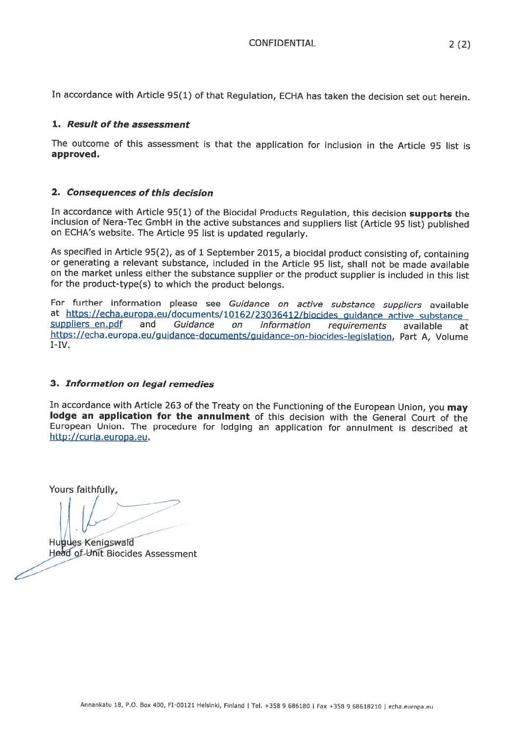In accordance with Article 95(1) of that Regulation, ECHA has taken the decision set out herein.

## 1. *Result of the assessment*

The outcome of this assessment is that the application for inclusion in the Article 95 list is **approved.**

## 2. *Consequences of this decision*

In accordance with Article 95(1) of the Biocidal Products Regulation, this decision **supports** the inclusion of Nera-Tec GmbH in the active substances and suppliers list (Article 95 list) published on ECHA's website. The Article 95 list is updated regularly.

As specified in Article 95(2), as of 1 September 2015, a biocidal product consisting of, containing or generating a relevant substance, included in the Article 95 list, shall not be made available on the market unless either the substance supplier or the product supplier is included in this list for the product-type(s) to which the product belongs.

For further information please see *Guidance on active substance suppliers* available at https://echa.europa.eu/documents/10162/23036412/biocides_guidance_active_substance_suppliers_en.pdf and *Guidance on information requirements* available at https://echa.europa.eu/guidance-documents/guidance-on-biocides-legislation, Part A, Volume I-IV.

## 3. *Information on legal remedies*

In accordance with Article 263 of the Treaty on the Functioning of the European Union, you **may lodge an application for the annulment** of this decision with the General Court of the European Union. The procedure for lodging an application for annulment is described at http://curia.europa.eu.

Yours faithfully,

Hugues Kenigswald
Head of Unit Biocides Assessment